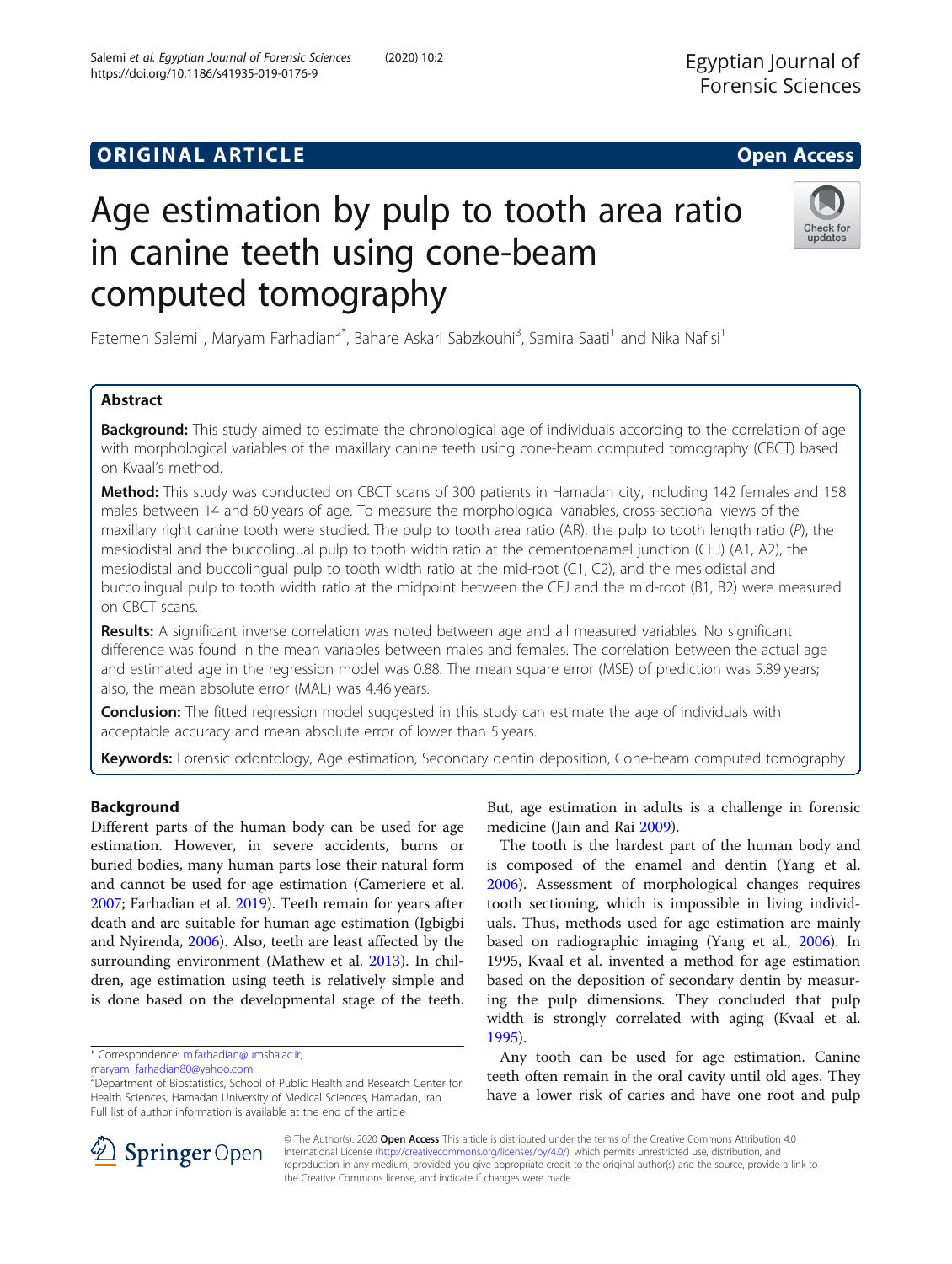ORIGINAL ARTICLE

Open Access

# Age estimation by pulp to tooth area ratio in canine teeth using cone-beam computed tomography

Fatemeh Salemi[1], Maryam Farhadian[2*], Bahare Askari Sabzkouhi[3], Samira Saati[1] and Nika Nafisi[1]

## Abstract

**Background:** This study aimed to estimate the chronological age of individuals according to the correlation of age with morphological variables of the maxillary canine teeth using cone-beam computed tomography (CBCT) based on Kvaal's method.

**Method:** This study was conducted on CBCT scans of 300 patients in Hamadan city, including 142 females and 158 males between 14 and 60 years of age. To measure the morphological variables, cross-sectional views of the maxillary right canine tooth were studied. The pulp to tooth area ratio (AR), the pulp to tooth length ratio (*P*), the mesiodistal and the buccolingual pulp to tooth width ratio at the cementoenamel junction (CEJ) (A1, A2), the mesiodistal and buccolingual pulp to tooth width ratio at the mid-root (C1, C2), and the mesiodistal and buccolingual pulp to tooth width ratio at the midpoint between the CEJ and the mid-root (B1, B2) were measured on CBCT scans.

**Results:** A significant inverse correlation was noted between age and all measured variables. No significant difference was found in the mean variables between males and females. The correlation between the actual age and estimated age in the regression model was 0.88. The mean square error (MSE) of prediction was 5.89 years; also, the mean absolute error (MAE) was 4.46 years.

**Conclusion:** The fitted regression model suggested in this study can estimate the age of individuals with acceptable accuracy and mean absolute error of lower than 5 years.

**Keywords:** Forensic odontology, Age estimation, Secondary dentin deposition, Cone-beam computed tomography

## Background

Different parts of the human body can be used for age estimation. However, in severe accidents, burns or buried bodies, many human parts lose their natural form and cannot be used for age estimation (Cameriere et al. 2007; Farhadian et al. 2019). Teeth remain for years after death and are suitable for human age estimation (Igbigbi and Nyirenda, 2006). Also, teeth are least affected by the surrounding environment (Mathew et al. 2013). In children, age estimation using teeth is relatively simple and is done based on the developmental stage of the teeth. But, age estimation in adults is a challenge in forensic medicine (Jain and Rai 2009).

The tooth is the hardest part of the human body and is composed of the enamel and dentin (Yang et al. 2006). Assessment of morphological changes requires tooth sectioning, which is impossible in living individuals. Thus, methods used for age estimation are mainly based on radiographic imaging (Yang et al., 2006). In 1995, Kvaal et al. invented a method for age estimation based on the deposition of secondary dentin by measuring the pulp dimensions. They concluded that pulp width is strongly correlated with aging (Kvaal et al. 1995).

Any tooth can be used for age estimation. Canine teeth often remain in the oral cavity until old ages. They have a lower risk of caries and have one root and pulp

\* Correspondence: m.farhadian@umsha.ac.ir; maryam_farhadian80@yahoo.com
[2]Department of Biostatistics, School of Public Health and Research Center for Health Sciences, Hamadan University of Medical Sciences, Hamadan, Iran
Full list of author information is available at the end of the article

© The Author(s). 2020 **Open Access** This article is distributed under the terms of the Creative Commons Attribution 4.0 International License (http://creativecommons.org/licenses/by/4.0/), which permits unrestricted use, distribution, and reproduction in any medium, provided you give appropriate credit to the original author(s) and the source, provide a link to the Creative Commons license, and indicate if changes were made.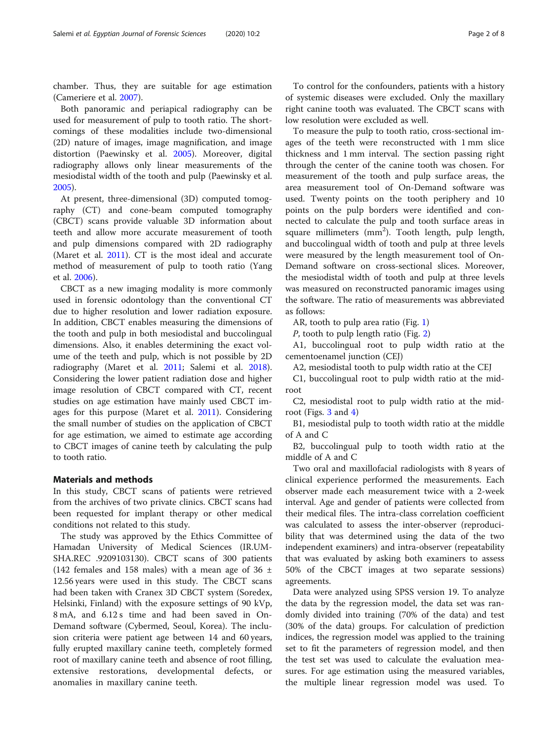chamber. Thus, they are suitable for age estimation (Cameriere et al. 2007).

Both panoramic and periapical radiography can be used for measurement of pulp to tooth ratio. The shortcomings of these modalities include two-dimensional (2D) nature of images, image magnification, and image distortion (Paewinsky et al. 2005). Moreover, digital radiography allows only linear measurements of the mesiodistal width of the tooth and pulp (Paewinsky et al. 2005).

At present, three-dimensional (3D) computed tomography (CT) and cone-beam computed tomography (CBCT) scans provide valuable 3D information about teeth and allow more accurate measurement of tooth and pulp dimensions compared with 2D radiography (Maret et al. 2011). CT is the most ideal and accurate method of measurement of pulp to tooth ratio (Yang et al. 2006).

CBCT as a new imaging modality is more commonly used in forensic odontology than the conventional CT due to higher resolution and lower radiation exposure. In addition, CBCT enables measuring the dimensions of the tooth and pulp in both mesiodistal and buccolingual dimensions. Also, it enables determining the exact volume of the teeth and pulp, which is not possible by 2D radiography (Maret et al. 2011; Salemi et al. 2018). Considering the lower patient radiation dose and higher image resolution of CBCT compared with CT, recent studies on age estimation have mainly used CBCT images for this purpose (Maret et al. 2011). Considering the small number of studies on the application of CBCT for age estimation, we aimed to estimate age according to CBCT images of canine teeth by calculating the pulp to tooth ratio.

## Materials and methods

In this study, CBCT scans of patients were retrieved from the archives of two private clinics. CBCT scans had been requested for implant therapy or other medical conditions not related to this study.

The study was approved by the Ethics Committee of Hamadan University of Medical Sciences (IR.UMSHA.REC .9209103130). CBCT scans of 300 patients (142 females and 158 males) with a mean age of 36 ± 12.56 years were used in this study. The CBCT scans had been taken with Cranex 3D CBCT system (Soredex, Helsinki, Finland) with the exposure settings of 90 kVp, 8 mA, and 6.12 s time and had been saved in On-Demand software (Cybermed, Seoul, Korea). The inclusion criteria were patient age between 14 and 60 years, fully erupted maxillary canine teeth, completely formed root of maxillary canine teeth and absence of root filling, extensive restorations, developmental defects, or anomalies in maxillary canine teeth.

To control for the confounders, patients with a history of systemic diseases were excluded. Only the maxillary right canine tooth was evaluated. The CBCT scans with low resolution were excluded as well.

To measure the pulp to tooth ratio, cross-sectional images of the teeth were reconstructed with 1 mm slice thickness and 1 mm interval. The section passing right through the center of the canine tooth was chosen. For measurement of the tooth and pulp surface areas, the area measurement tool of On-Demand software was used. Twenty points on the tooth periphery and 10 points on the pulp borders were identified and connected to calculate the pulp and tooth surface areas in square millimeters ($mm^2$). Tooth length, pulp length, and buccolingual width of tooth and pulp at three levels were measured by the length measurement tool of On-Demand software on cross-sectional slices. Moreover, the mesiodistal width of tooth and pulp at three levels was measured on reconstructed panoramic images using the software. The ratio of measurements was abbreviated as follows:

AR, tooth to pulp area ratio (Fig. 1)

*P*, tooth to pulp length ratio (Fig. 2)

A1, buccolingual root to pulp width ratio at the cementoenamel junction (CEJ)

A2, mesiodistal tooth to pulp width ratio at the CEJ

C1, buccolingual root to pulp width ratio at the mid-root

C2, mesiodistal root to pulp width ratio at the mid-root (Figs. 3 and 4)

B1, mesiodistal pulp to tooth width ratio at the middle of A and C

B2, buccolingual pulp to tooth width ratio at the middle of A and C

Two oral and maxillofacial radiologists with 8 years of clinical experience performed the measurements. Each observer made each measurement twice with a 2-week interval. Age and gender of patients were collected from their medical files. The intra-class correlation coefficient was calculated to assess the inter-observer (reproducibility that was determined using the data of the two independent examiners) and intra-observer (repeatability that was evaluated by asking both examiners to assess 50% of the CBCT images at two separate sessions) agreements.

Data were analyzed using SPSS version 19. To analyze the data by the regression model, the data set was randomly divided into training (70% of the data) and test (30% of the data) groups. For calculation of prediction indices, the regression model was applied to the training set to fit the parameters of regression model, and then the test set was used to calculate the evaluation measures. For age estimation using the measured variables, the multiple linear regression model was used. To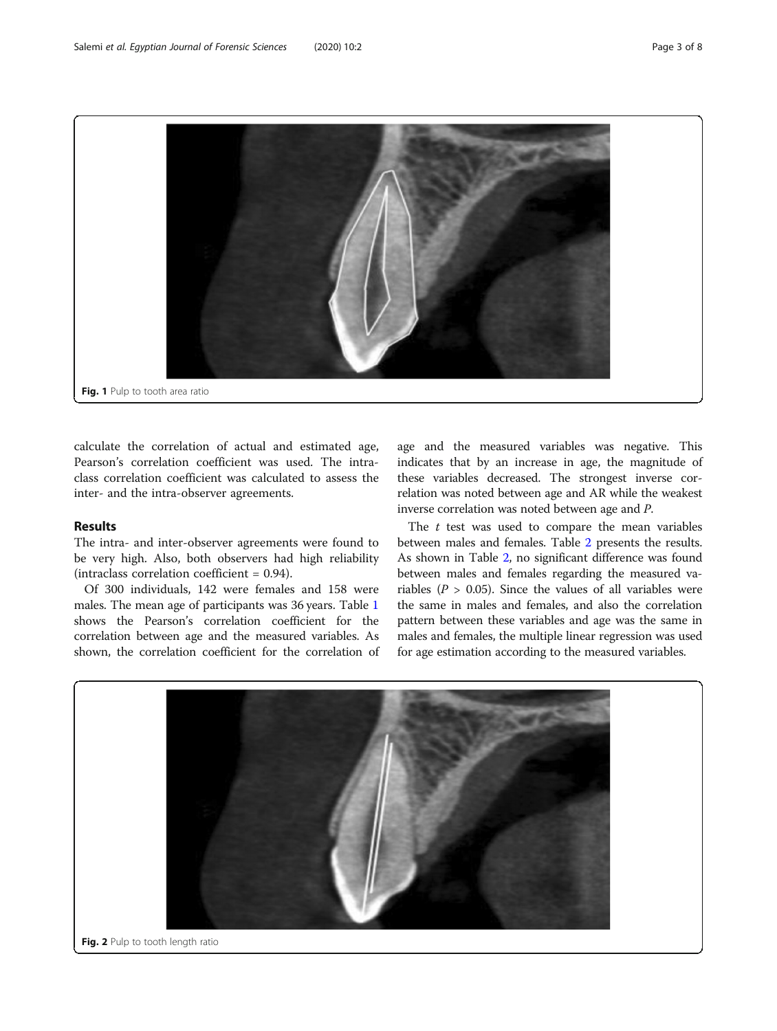Fig. 1 Pulp to tooth area ratio

calculate the correlation of actual and estimated age, Pearson's correlation coefficient was used. The intraclass correlation coefficient was calculated to assess the inter- and the intra-observer agreements.

## Results

The intra- and inter-observer agreements were found to be very high. Also, both observers had high reliability (intraclass correlation coefficient = 0.94).

Of 300 individuals, 142 were females and 158 were males. The mean age of participants was 36 years. Table 1 shows the Pearson's correlation coefficient for the correlation between age and the measured variables. As shown, the correlation coefficient for the correlation of age and the measured variables was negative. This indicates that by an increase in age, the magnitude of these variables decreased. The strongest inverse correlation was noted between age and AR while the weakest inverse correlation was noted between age and *P*.

The *t* test was used to compare the mean variables between males and females. Table 2 presents the results. As shown in Table 2, no significant difference was found between males and females regarding the measured variables ($P > 0.05$). Since the values of all variables were the same in males and females, and also the correlation pattern between these variables and age was the same in males and females, the multiple linear regression was used for age estimation according to the measured variables.

Fig. 2 Pulp to tooth length ratio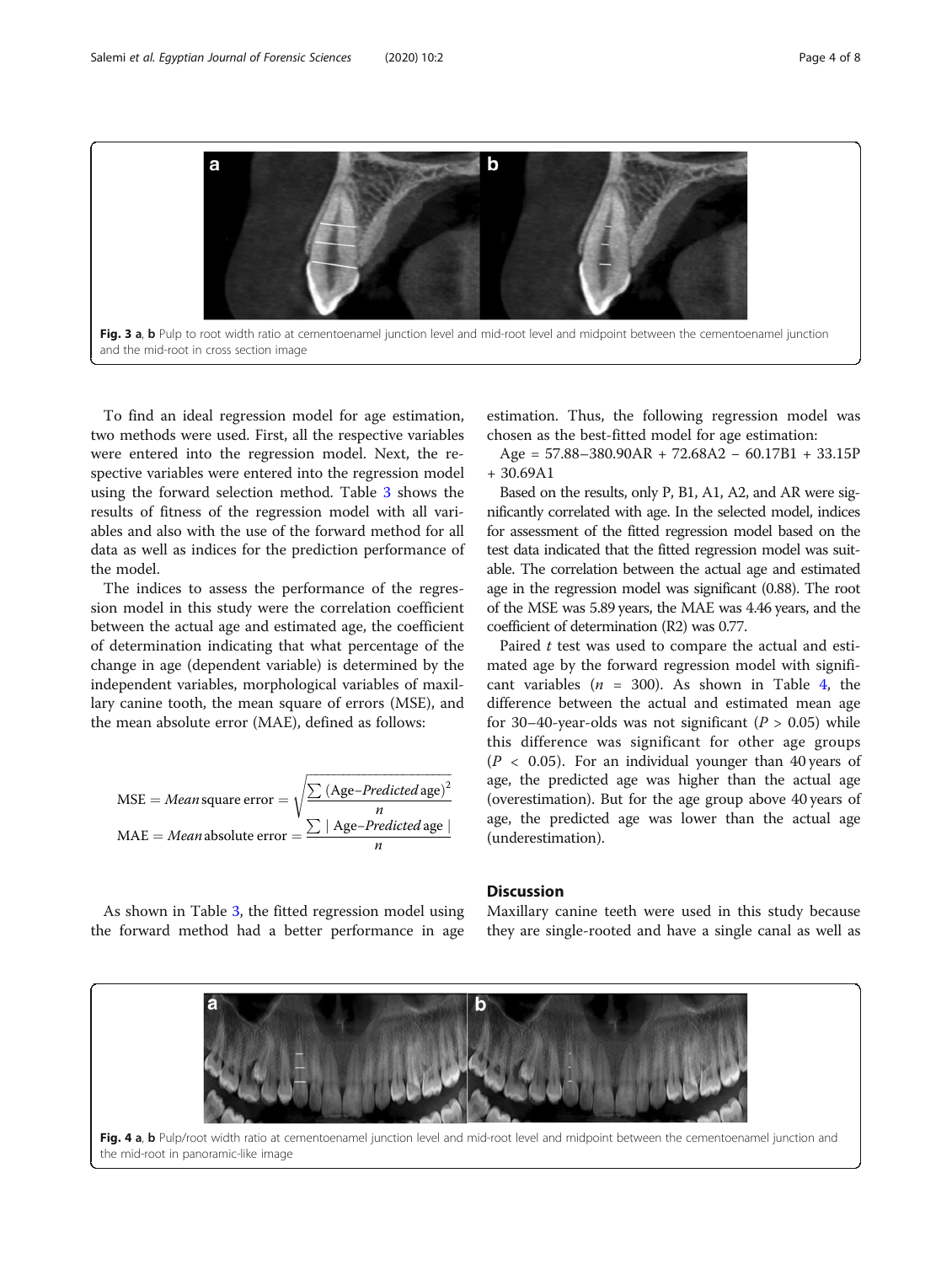Fig. 3 a, b Pulp to root width ratio at cementoenamel junction level and mid-root level and midpoint between the cementoenamel junction and the mid-root in cross section image

To find an ideal regression model for age estimation, two methods were used. First, all the respective variables were entered into the regression model. Next, the respective variables were entered into the regression model using the forward selection method. Table 3 shows the results of fitness of the regression model with all variables and also with the use of the forward method for all data as well as indices for the prediction performance of the model.

The indices to assess the performance of the regression model in this study were the correlation coefficient between the actual age and estimated age, the coefficient of determination indicating that what percentage of the change in age (dependent variable) is determined by the independent variables, morphological variables of maxillary canine tooth, the mean square of errors (MSE), and the mean absolute error (MAE), defined as follows:

$$\text{MSE} = \textit{Mean}\,\text{square error} = \sqrt{\frac{\sum (\text{Age}-\textit{Predicted}\,\text{age})^2}{n}}$$

$$\text{MAE} = \textit{Mean}\,\text{absolute error} = \frac{\sum |\,\text{Age}-\textit{Predicted}\,\text{age}\,|}{n}$$

As shown in Table 3, the fitted regression model using the forward method had a better performance in age estimation. Thus, the following regression model was chosen as the best-fitted model for age estimation:

Age = 57.88–380.90AR + 72.68A2 – 60.17B1 + 33.15P + 30.69A1

Based on the results, only P, B1, A1, A2, and AR were significantly correlated with age. In the selected model, indices for assessment of the fitted regression model based on the test data indicated that the fitted regression model was suitable. The correlation between the actual age and estimated age in the regression model was significant (0.88). The root of the MSE was 5.89 years, the MAE was 4.46 years, and the coefficient of determination (R2) was 0.77.

Paired *t* test was used to compare the actual and estimated age by the forward regression model with significant variables ($n$ = 300). As shown in Table 4, the difference between the actual and estimated mean age for 30–40-year-olds was not significant ($P > 0.05$) while this difference was significant for other age groups ($P < 0.05$). For an individual younger than 40 years of age, the predicted age was higher than the actual age (overestimation). But for the age group above 40 years of age, the predicted age was lower than the actual age (underestimation).

## Discussion

Maxillary canine teeth were used in this study because they are single-rooted and have a single canal as well as

Fig. 4 a, b Pulp/root width ratio at cementoenamel junction level and mid-root level and midpoint between the cementoenamel junction and the mid-root in panoramic-like image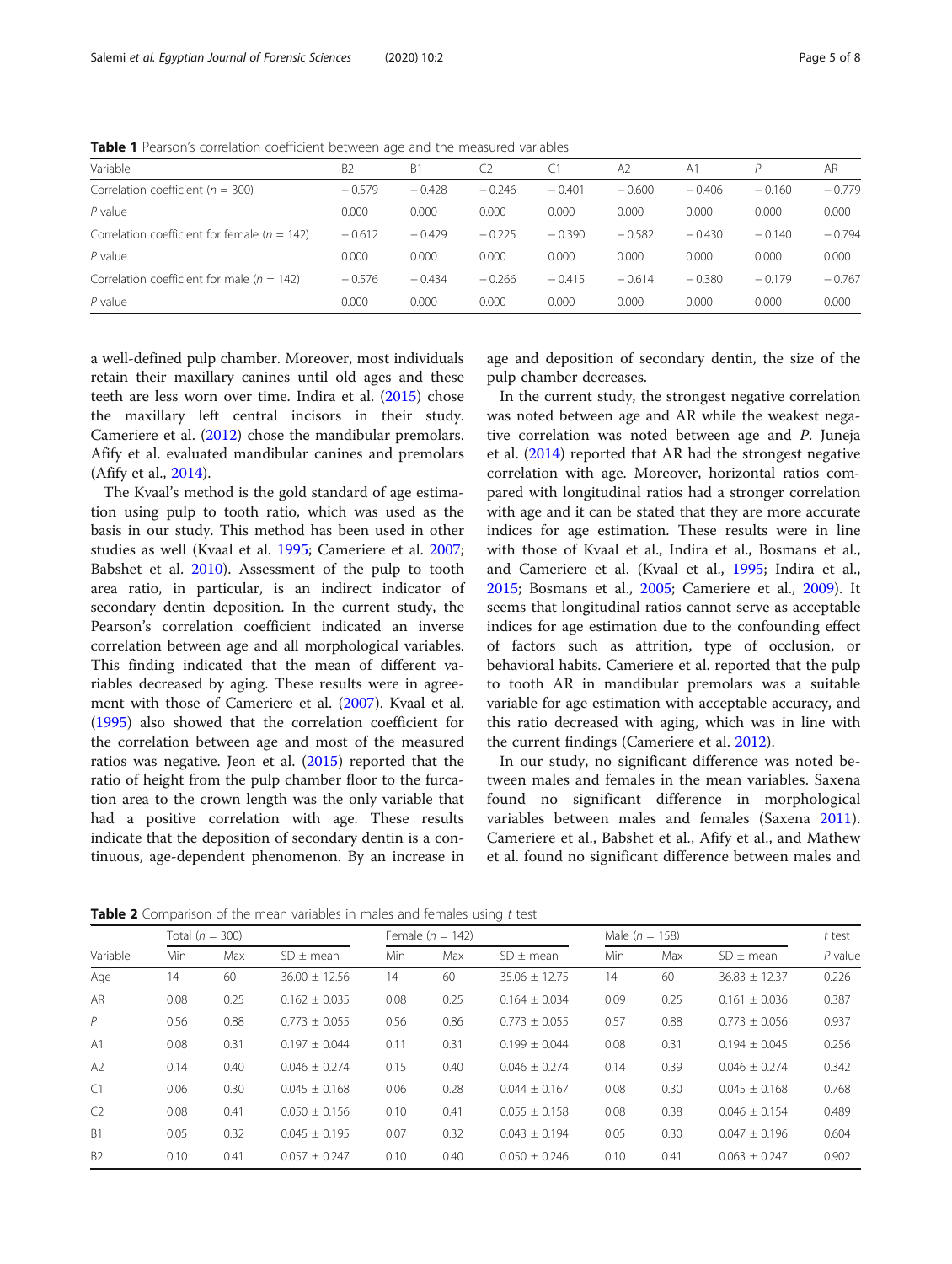**Table 1** Pearson's correlation coefficient between age and the measured variables

| Variable | B2 | B1 | C2 | C1 | A2 | A1 | *P* | AR |
|---|---|---|---|---|---|---|---|---|
| Correlation coefficient (*n* = 300) | − 0.579 | − 0.428 | − 0.246 | − 0.401 | − 0.600 | − 0.406 | − 0.160 | − 0.779 |
| *P* value | 0.000 | 0.000 | 0.000 | 0.000 | 0.000 | 0.000 | 0.000 | 0.000 |
| Correlation coefficient for female (*n* = 142) | − 0.612 | − 0.429 | − 0.225 | − 0.390 | − 0.582 | − 0.430 | − 0.140 | − 0.794 |
| *P* value | 0.000 | 0.000 | 0.000 | 0.000 | 0.000 | 0.000 | 0.000 | 0.000 |
| Correlation coefficient for male (*n* = 142) | − 0.576 | − 0.434 | − 0.266 | − 0.415 | − 0.614 | − 0.380 | − 0.179 | − 0.767 |
| *P* value | 0.000 | 0.000 | 0.000 | 0.000 | 0.000 | 0.000 | 0.000 | 0.000 |

a well-defined pulp chamber. Moreover, most individuals retain their maxillary canines until old ages and these teeth are less worn over time. Indira et al. (2015) chose the maxillary left central incisors in their study. Cameriere et al. (2012) chose the mandibular premolars. Afify et al. evaluated mandibular canines and premolars (Afify et al., 2014).

The Kvaal's method is the gold standard of age estimation using pulp to tooth ratio, which was used as the basis in our study. This method has been used in other studies as well (Kvaal et al. 1995; Cameriere et al. 2007; Babshet et al. 2010). Assessment of the pulp to tooth area ratio, in particular, is an indirect indicator of secondary dentin deposition. In the current study, the Pearson's correlation coefficient indicated an inverse correlation between age and all morphological variables. This finding indicated that the mean of different variables decreased by aging. These results were in agreement with those of Cameriere et al. (2007). Kvaal et al. (1995) also showed that the correlation coefficient for the correlation between age and most of the measured ratios was negative. Jeon et al. (2015) reported that the ratio of height from the pulp chamber floor to the furcation area to the crown length was the only variable that had a positive correlation with age. These results indicate that the deposition of secondary dentin is a continuous, age-dependent phenomenon. By an increase in age and deposition of secondary dentin, the size of the pulp chamber decreases.

In the current study, the strongest negative correlation was noted between age and AR while the weakest negative correlation was noted between age and *P*. Juneja et al. (2014) reported that AR had the strongest negative correlation with age. Moreover, horizontal ratios compared with longitudinal ratios had a stronger correlation with age and it can be stated that they are more accurate indices for age estimation. These results were in line with those of Kvaal et al., Indira et al., Bosmans et al., and Cameriere et al. (Kvaal et al., 1995; Indira et al., 2015; Bosmans et al., 2005; Cameriere et al., 2009). It seems that longitudinal ratios cannot serve as acceptable indices for age estimation due to the confounding effect of factors such as attrition, type of occlusion, or behavioral habits. Cameriere et al. reported that the pulp to tooth AR in mandibular premolars was a suitable variable for age estimation with acceptable accuracy, and this ratio decreased with aging, which was in line with the current findings (Cameriere et al. 2012).

In our study, no significant difference was noted between males and females in the mean variables. Saxena found no significant difference in morphological variables between males and females (Saxena 2011). Cameriere et al., Babshet et al., Afify et al., and Mathew et al. found no significant difference between males and

**Table 2** Comparison of the mean variables in males and females using *t* test

| Variable | Total (*n* = 300) | | | Female (*n* = 142) | | | Male (*n* = 158) | | | *t* test |
|---|---|---|---|---|---|---|---|---|---|---|
| | Min | Max | SD ± mean | Min | Max | SD ± mean | Min | Max | SD ± mean | *P* value |
| Age | 14 | 60 | 36.00 ± 12.56 | 14 | 60 | 35.06 ± 12.75 | 14 | 60 | 36.83 ± 12.37 | 0.226 |
| AR | 0.08 | 0.25 | 0.162 ± 0.035 | 0.08 | 0.25 | 0.164 ± 0.034 | 0.09 | 0.25 | 0.161 ± 0.036 | 0.387 |
| *P* | 0.56 | 0.88 | 0.773 ± 0.055 | 0.56 | 0.86 | 0.773 ± 0.055 | 0.57 | 0.88 | 0.773 ± 0.056 | 0.937 |
| A1 | 0.08 | 0.31 | 0.197 ± 0.044 | 0.11 | 0.31 | 0.199 ± 0.044 | 0.08 | 0.31 | 0.194 ± 0.045 | 0.256 |
| A2 | 0.14 | 0.40 | 0.046 ± 0.274 | 0.15 | 0.40 | 0.046 ± 0.274 | 0.14 | 0.39 | 0.046 ± 0.274 | 0.342 |
| C1 | 0.06 | 0.30 | 0.045 ± 0.168 | 0.06 | 0.28 | 0.044 ± 0.167 | 0.08 | 0.30 | 0.045 ± 0.168 | 0.768 |
| C2 | 0.08 | 0.41 | 0.050 ± 0.156 | 0.10 | 0.41 | 0.055 ± 0.158 | 0.08 | 0.38 | 0.046 ± 0.154 | 0.489 |
| B1 | 0.05 | 0.32 | 0.045 ± 0.195 | 0.07 | 0.32 | 0.043 ± 0.194 | 0.05 | 0.30 | 0.047 ± 0.196 | 0.604 |
| B2 | 0.10 | 0.41 | 0.057 ± 0.247 | 0.10 | 0.40 | 0.050 ± 0.246 | 0.10 | 0.41 | 0.063 ± 0.247 | 0.902 |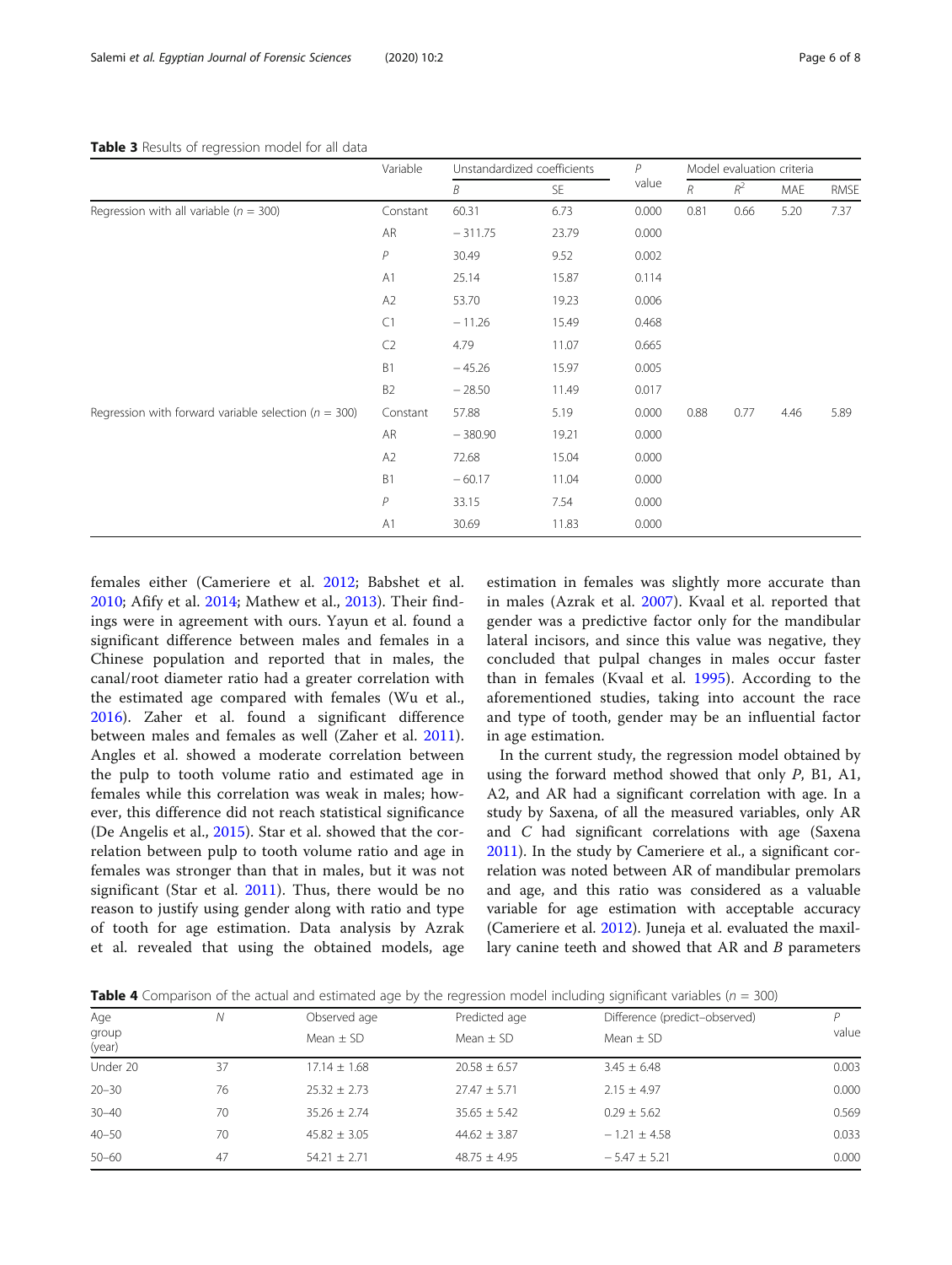**Table 3** Results of regression model for all data

| | Variable | Unstandardized coefficients | | P value | Model evaluation criteria | | | |
|---|---|---|---|---|---|---|---|---|
| | | B | SE | | R | $R^2$ | MAE | RMSE |
| Regression with all variable ($n$ = 300) | Constant | 60.31 | 6.73 | 0.000 | 0.81 | 0.66 | 5.20 | 7.37 |
| | AR | − 311.75 | 23.79 | 0.000 | | | | |
| | P | 30.49 | 9.52 | 0.002 | | | | |
| | A1 | 25.14 | 15.87 | 0.114 | | | | |
| | A2 | 53.70 | 19.23 | 0.006 | | | | |
| | C1 | − 11.26 | 15.49 | 0.468 | | | | |
| | C2 | 4.79 | 11.07 | 0.665 | | | | |
| | B1 | − 45.26 | 15.97 | 0.005 | | | | |
| | B2 | − 28.50 | 11.49 | 0.017 | | | | |
| Regression with forward variable selection ($n$ = 300) | Constant | 57.88 | 5.19 | 0.000 | 0.88 | 0.77 | 4.46 | 5.89 |
| | AR | − 380.90 | 19.21 | 0.000 | | | | |
| | A2 | 72.68 | 15.04 | 0.000 | | | | |
| | B1 | − 60.17 | 11.04 | 0.000 | | | | |
| | P | 33.15 | 7.54 | 0.000 | | | | |
| | A1 | 30.69 | 11.83 | 0.000 | | | | |

females either (Cameriere et al. 2012; Babshet et al. 2010; Afify et al. 2014; Mathew et al., 2013). Their findings were in agreement with ours. Yayun et al. found a significant difference between males and females in a Chinese population and reported that in males, the canal/root diameter ratio had a greater correlation with the estimated age compared with females (Wu et al., 2016). Zaher et al. found a significant difference between males and females as well (Zaher et al. 2011). Angles et al. showed a moderate correlation between the pulp to tooth volume ratio and estimated age in females while this correlation was weak in males; however, this difference did not reach statistical significance (De Angelis et al., 2015). Star et al. showed that the correlation between pulp to tooth volume ratio and age in females was stronger than that in males, but it was not significant (Star et al. 2011). Thus, there would be no reason to justify using gender along with ratio and type of tooth for age estimation. Data analysis by Azrak et al. revealed that using the obtained models, age estimation in females was slightly more accurate than in males (Azrak et al. 2007). Kvaal et al. reported that gender was a predictive factor only for the mandibular lateral incisors, and since this value was negative, they concluded that pulpal changes in males occur faster than in females (Kvaal et al. 1995). According to the aforementioned studies, taking into account the race and type of tooth, gender may be an influential factor in age estimation.

In the current study, the regression model obtained by using the forward method showed that only *P*, B1, A1, A2, and AR had a significant correlation with age. In a study by Saxena, of all the measured variables, only AR and *C* had significant correlations with age (Saxena 2011). In the study by Cameriere et al., a significant correlation was noted between AR of mandibular premolars and age, and this ratio was considered as a valuable variable for age estimation with acceptable accuracy (Cameriere et al. 2012). Juneja et al. evaluated the maxillary canine teeth and showed that AR and *B* parameters

**Table 4** Comparison of the actual and estimated age by the regression model including significant variables ($n$ = 300)

| Age group (year) | N | Observed age Mean ± SD | Predicted age Mean ± SD | Difference (predict–observed) Mean ± SD | P value |
|---|---|---|---|---|---|
| Under 20 | 37 | 17.14 ± 1.68 | 20.58 ± 6.57 | 3.45 ± 6.48 | 0.003 |
| 20–30 | 76 | 25.32 ± 2.73 | 27.47 ± 5.71 | 2.15 ± 4.97 | 0.000 |
| 30–40 | 70 | 35.26 ± 2.74 | 35.65 ± 5.42 | 0.29 ± 5.62 | 0.569 |
| 40–50 | 70 | 45.82 ± 3.05 | 44.62 ± 3.87 | − 1.21 ± 4.58 | 0.033 |
| 50–60 | 47 | 54.21 ± 2.71 | 48.75 ± 4.95 | − 5.47 ± 5.21 | 0.000 |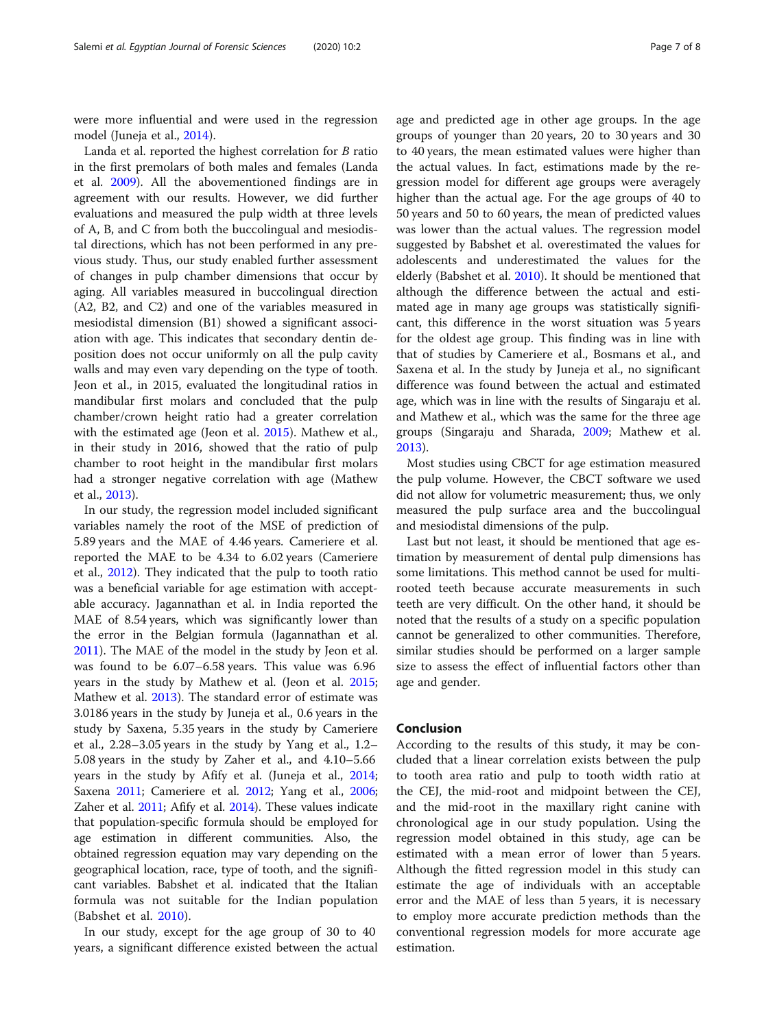were more influential and were used in the regression model (Juneja et al., 2014).

Landa et al. reported the highest correlation for *B* ratio in the first premolars of both males and females (Landa et al. 2009). All the abovementioned findings are in agreement with our results. However, we did further evaluations and measured the pulp width at three levels of A, B, and C from both the buccolingual and mesiodistal directions, which has not been performed in any previous study. Thus, our study enabled further assessment of changes in pulp chamber dimensions that occur by aging. All variables measured in buccolingual direction (A2, B2, and C2) and one of the variables measured in mesiodistal dimension (B1) showed a significant association with age. This indicates that secondary dentin deposition does not occur uniformly on all the pulp cavity walls and may even vary depending on the type of tooth. Jeon et al., in 2015, evaluated the longitudinal ratios in mandibular first molars and concluded that the pulp chamber/crown height ratio had a greater correlation with the estimated age (Jeon et al. 2015). Mathew et al., in their study in 2016, showed that the ratio of pulp chamber to root height in the mandibular first molars had a stronger negative correlation with age (Mathew et al., 2013).

In our study, the regression model included significant variables namely the root of the MSE of prediction of 5.89 years and the MAE of 4.46 years. Cameriere et al. reported the MAE to be 4.34 to 6.02 years (Cameriere et al., 2012). They indicated that the pulp to tooth ratio was a beneficial variable for age estimation with acceptable accuracy. Jagannathan et al. in India reported the MAE of 8.54 years, which was significantly lower than the error in the Belgian formula (Jagannathan et al. 2011). The MAE of the model in the study by Jeon et al. was found to be 6.07–6.58 years. This value was 6.96 years in the study by Mathew et al. (Jeon et al. 2015; Mathew et al. 2013). The standard error of estimate was 3.0186 years in the study by Juneja et al., 0.6 years in the study by Saxena, 5.35 years in the study by Cameriere et al., 2.28–3.05 years in the study by Yang et al., 1.2–5.08 years in the study by Zaher et al., and 4.10–5.66 years in the study by Afify et al. (Juneja et al., 2014; Saxena 2011; Cameriere et al. 2012; Yang et al., 2006; Zaher et al. 2011; Afify et al. 2014). These values indicate that population-specific formula should be employed for age estimation in different communities. Also, the obtained regression equation may vary depending on the geographical location, race, type of tooth, and the significant variables. Babshet et al. indicated that the Italian formula was not suitable for the Indian population (Babshet et al. 2010).

In our study, except for the age group of 30 to 40 years, a significant difference existed between the actual age and predicted age in other age groups. In the age groups of younger than 20 years, 20 to 30 years and 30 to 40 years, the mean estimated values were higher than the actual values. In fact, estimations made by the regression model for different age groups were averagely higher than the actual age. For the age groups of 40 to 50 years and 50 to 60 years, the mean of predicted values was lower than the actual values. The regression model suggested by Babshet et al. overestimated the values for adolescents and underestimated the values for the elderly (Babshet et al. 2010). It should be mentioned that although the difference between the actual and estimated age in many age groups was statistically significant, this difference in the worst situation was 5 years for the oldest age group. This finding was in line with that of studies by Cameriere et al., Bosmans et al., and Saxena et al. In the study by Juneja et al., no significant difference was found between the actual and estimated age, which was in line with the results of Singaraju et al. and Mathew et al., which was the same for the three age groups (Singaraju and Sharada, 2009; Mathew et al. 2013).

Most studies using CBCT for age estimation measured the pulp volume. However, the CBCT software we used did not allow for volumetric measurement; thus, we only measured the pulp surface area and the buccolingual and mesiodistal dimensions of the pulp.

Last but not least, it should be mentioned that age estimation by measurement of dental pulp dimensions has some limitations. This method cannot be used for multi-rooted teeth because accurate measurements in such teeth are very difficult. On the other hand, it should be noted that the results of a study on a specific population cannot be generalized to other communities. Therefore, similar studies should be performed on a larger sample size to assess the effect of influential factors other than age and gender.

## Conclusion

According to the results of this study, it may be concluded that a linear correlation exists between the pulp to tooth area ratio and pulp to tooth width ratio at the CEJ, the mid-root and midpoint between the CEJ, and the mid-root in the maxillary right canine with chronological age in our study population. Using the regression model obtained in this study, age can be estimated with a mean error of lower than 5 years. Although the fitted regression model in this study can estimate the age of individuals with an acceptable error and the MAE of less than 5 years, it is necessary to employ more accurate prediction methods than the conventional regression models for more accurate age estimation.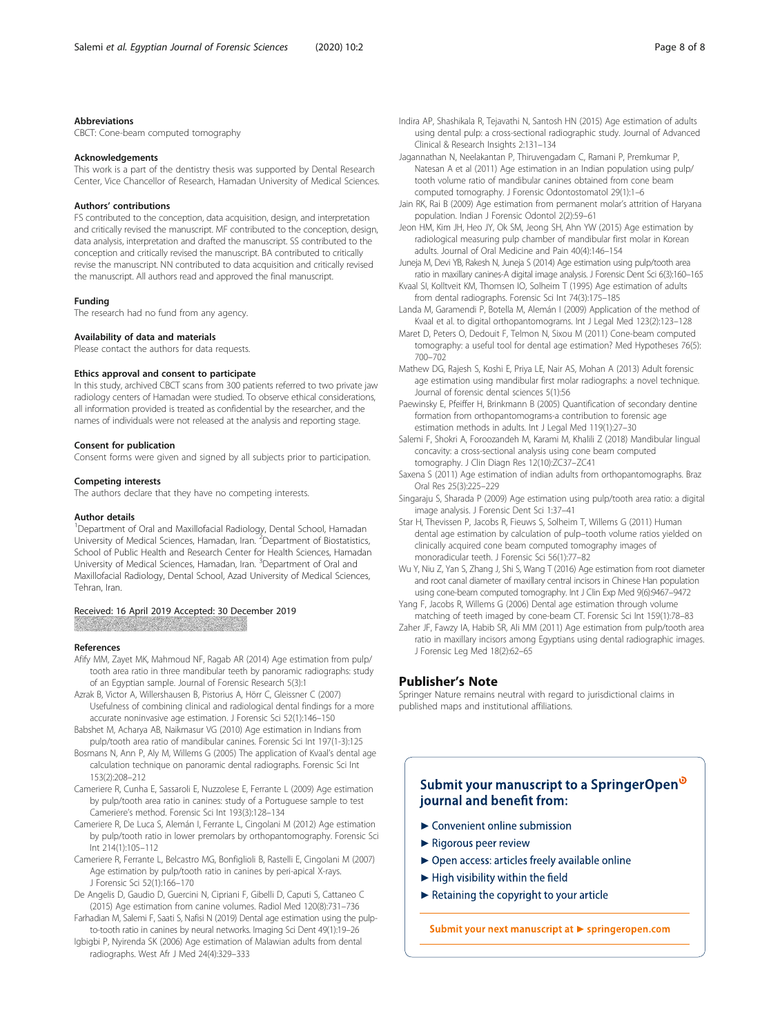### Abbreviations

CBCT: Cone-beam computed tomography

### Acknowledgements

This work is a part of the dentistry thesis was supported by Dental Research Center, Vice Chancellor of Research, Hamadan University of Medical Sciences.

### Authors' contributions

FS contributed to the conception, data acquisition, design, and interpretation and critically revised the manuscript. MF contributed to the conception, design, data analysis, interpretation and drafted the manuscript. SS contributed to the conception and critically revised the manuscript. BA contributed to critically revise the manuscript. NN contributed to data acquisition and critically revised the manuscript. All authors read and approved the final manuscript.

### Funding

The research had no fund from any agency.

### Availability of data and materials

Please contact the authors for data requests.

### Ethics approval and consent to participate

In this study, archived CBCT scans from 300 patients referred to two private jaw radiology centers of Hamadan were studied. To observe ethical considerations, all information provided is treated as confidential by the researcher, and the names of individuals were not released at the analysis and reporting stage.

### Consent for publication

Consent forms were given and signed by all subjects prior to participation.

### Competing interests

The authors declare that they have no competing interests.

### Author details

[1]Department of Oral and Maxillofacial Radiology, Dental School, Hamadan University of Medical Sciences, Hamadan, Iran. [2]Department of Biostatistics, School of Public Health and Research Center for Health Sciences, Hamadan University of Medical Sciences, Hamadan, Iran. [3]Department of Oral and Maxillofacial Radiology, Dental School, Azad University of Medical Sciences, Tehran, Iran.

Received: 16 April 2019 Accepted: 30 December 2019

### References

- Afify MM, Zayet MK, Mahmoud NF, Ragab AR (2014) Age estimation from pulp/tooth area ratio in three mandibular teeth by panoramic radiographs: study of an Egyptian sample. Journal of Forensic Research 5(3):1
- Azrak B, Victor A, Willershausen B, Pistorius A, Hörr C, Gleissner C (2007) Usefulness of combining clinical and radiological dental findings for a more accurate noninvasive age estimation. J Forensic Sci 52(1):146–150
- Babshet M, Acharya AB, Naikmasur VG (2010) Age estimation in Indians from pulp/tooth area ratio of mandibular canines. Forensic Sci Int 197(1-3):125
- Bosmans N, Ann P, Aly M, Willems G (2005) The application of Kvaal's dental age calculation technique on panoramic dental radiographs. Forensic Sci Int 153(2):208–212
- Cameriere R, Cunha E, Sassaroli E, Nuzzolese E, Ferrante L (2009) Age estimation by pulp/tooth area ratio in canines: study of a Portuguese sample to test Cameriere's method. Forensic Sci Int 193(3):128–134
- Cameriere R, De Luca S, Alemán I, Ferrante L, Cingolani M (2012) Age estimation by pulp/tooth ratio in lower premolars by orthopantomography. Forensic Sci Int 214(1):105–112
- Cameriere R, Ferrante L, Belcastro MG, Bonfiglioli B, Rastelli E, Cingolani M (2007) Age estimation by pulp/tooth ratio in canines by peri-apical X-rays. J Forensic Sci 52(1):166–170
- De Angelis D, Gaudio D, Guercini N, Cipriani F, Gibelli D, Caputi S, Cattaneo C (2015) Age estimation from canine volumes. Radiol Med 120(8):731–736
- Farhadian M, Salemi F, Saati S, Nafisi N (2019) Dental age estimation using the pulp-to-tooth ratio in canines by neural networks. Imaging Sci Dent 49(1):19–26
- Igbigbi PS, Nyirenda SK (2006) Age estimation of Malawian adults from dental radiographs. West Afr J Med 24(4):329–333
- Indira AP, Shashikala R, Tejavathi N, Santosh HN (2015) Age estimation of adults using dental pulp: a cross-sectional radiographic study. Journal of Advanced Clinical & Research Insights 2:131–134
- Jagannathan N, Neelakantan P, Thiruvengadam C, Ramani P, Premkumar P, Natesan A et al (2011) Age estimation in an Indian population using pulp/tooth volume ratio of mandibular canines obtained from cone beam computed tomography. J Forensic Odontostomatol 29(1):1–6
- Jain RK, Rai B (2009) Age estimation from permanent molar's attrition of Haryana population. Indian J Forensic Odontol 2(2):59–61
- Jeon HM, Kim JH, Heo JY, Ok SM, Jeong SH, Ahn YW (2015) Age estimation by radiological measuring pulp chamber of mandibular first molar in Korean adults. Journal of Oral Medicine and Pain 40(4):146–154
- Juneja M, Devi YB, Rakesh N, Juneja S (2014) Age estimation using pulp/tooth area ratio in maxillary canines-A digital image analysis. J Forensic Dent Sci 6(3):160–165
- Kvaal SI, Kolltveit KM, Thomsen IO, Solheim T (1995) Age estimation of adults from dental radiographs. Forensic Sci Int 74(3):175–185
- Landa M, Garamendi P, Botella M, Alemán I (2009) Application of the method of Kvaal et al. to digital orthopantomograms. Int J Legal Med 123(2):123–128
- Maret D, Peters O, Dedouit F, Telmon N, Sixou M (2011) Cone-beam computed tomography: a useful tool for dental age estimation? Med Hypotheses 76(5):700–702
- Mathew DG, Rajesh S, Koshi E, Priya LE, Nair AS, Mohan A (2013) Adult forensic age estimation using mandibular first molar radiographs: a novel technique. Journal of forensic dental sciences 5(1):56
- Paewinsky E, Pfeiffer H, Brinkmann B (2005) Quantification of secondary dentine formation from orthopantomograms-a contribution to forensic age estimation methods in adults. Int J Legal Med 119(1):27–30
- Salemi F, Shokri A, Foroozandeh M, Karami M, Khalili Z (2018) Mandibular lingual concavity: a cross-sectional analysis using cone beam computed tomography. J Clin Diagn Res 12(10):ZC37–ZC41
- Saxena S (2011) Age estimation of indian adults from orthopantomographs. Braz Oral Res 25(3):225–229
- Singaraju S, Sharada P (2009) Age estimation using pulp/tooth area ratio: a digital image analysis. J Forensic Dent Sci 1:37–41
- Star H, Thevissen P, Jacobs R, Fieuws S, Solheim T, Willems G (2011) Human dental age estimation by calculation of pulp–tooth volume ratios yielded on clinically acquired cone beam computed tomography images of monoradicular teeth. J Forensic Sci 56(1):77–82
- Wu Y, Niu Z, Yan S, Zhang J, Shi S, Wang T (2016) Age estimation from root diameter and root canal diameter of maxillary central incisors in Chinese Han population using cone-beam computed tomography. Int J Clin Exp Med 9(6):9467–9472
- Yang F, Jacobs R, Willems G (2006) Dental age estimation through volume matching of teeth imaged by cone-beam CT. Forensic Sci Int 159(1):78–83
- Zaher JF, Fawzy IA, Habib SR, Ali MM (2011) Age estimation from pulp/tooth area ratio in maxillary incisors among Egyptians using dental radiographic images. J Forensic Leg Med 18(2):62–65

## Publisher's Note

Springer Nature remains neutral with regard to jurisdictional claims in published maps and institutional affiliations.